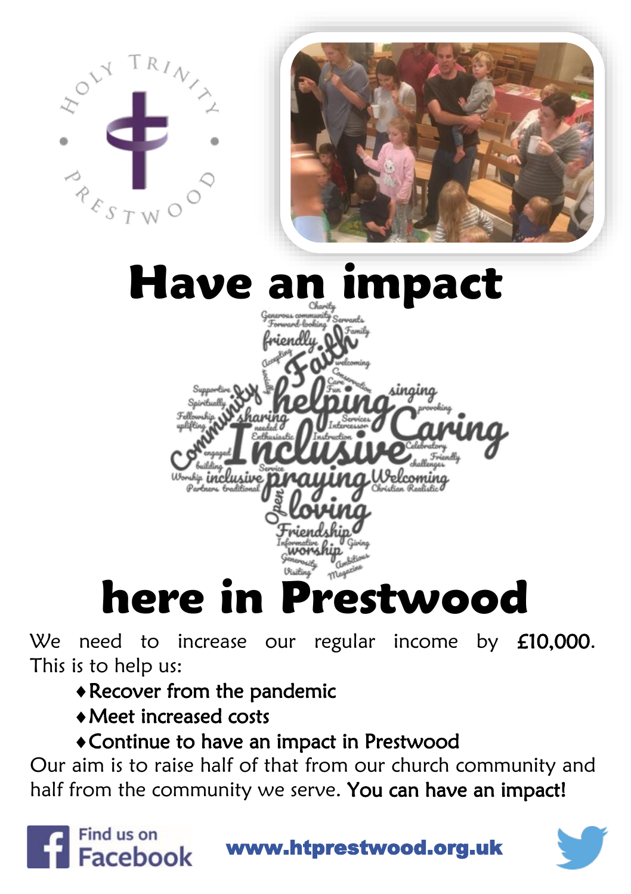# Have an impact here in Prestwood

We need to increase our regular income by **£10,000**. This is to help us:

- Recover from the pandemic
- Meet increased costs
- Continue to have an impact in Prestwood

Our aim is to raise half of that from our church community and half from the community we serve. **You can have an impact!**

Find us on Facebook

**www.htprestwood.org.uk**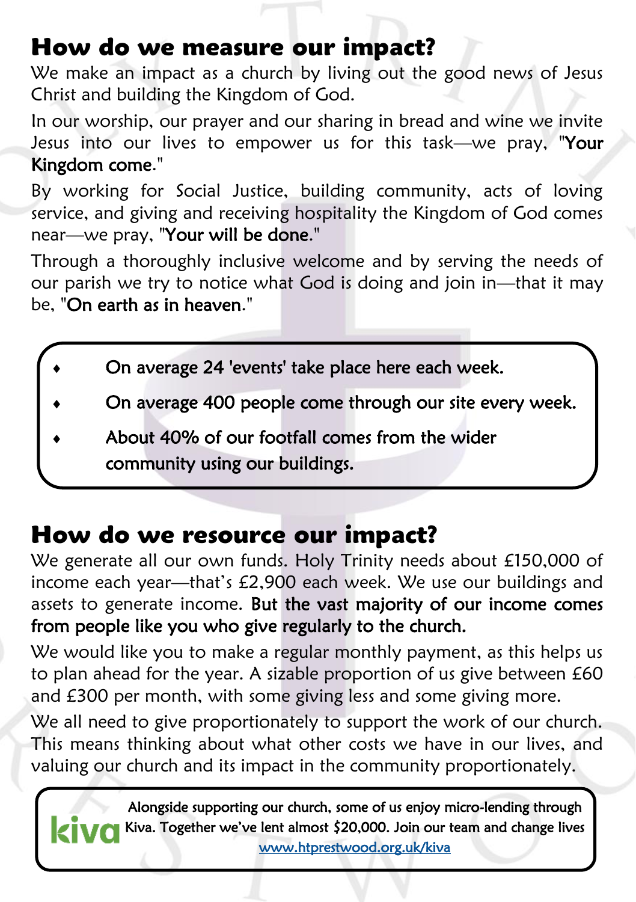## How do we measure our impact?

We make an impact as a church by living out the good news of Jesus Christ and building the Kingdom of God.

In our worship, our prayer and our sharing in bread and wine we invite Jesus into our lives to empower us for this task—we pray, "**Your Kingdom come**."

By working for Social Justice, building community, acts of loving service, and giving and receiving hospitality the Kingdom of God comes near—we pray, "**Your will be done**."

Through a thoroughly inclusive welcome and by serving the needs of our parish we try to notice what God is doing and join in—that it may be, "**On earth as in heaven**."

- On average 24 'events' take place here each week.
- On average 400 people come through our site every week.
- About 40% of our footfall comes from the wider community using our buildings.

## How do we resource our impact?

We generate all our own funds. Holy Trinity needs about £150,000 of income each year—that's £2,900 each week. We use our buildings and assets to generate income. **But the vast majority of our income comes from people like you who give regularly to the church.**

We would like you to make a regular monthly payment, as this helps us to plan ahead for the year. A sizable proportion of us give between £60 and £300 per month, with some giving less and some giving more.

We all need to give proportionately to support the work of our church. This means thinking about what other costs we have in our lives, and valuing our church and its impact in the community proportionately.

kiva Alongside supporting our church, some of us enjoy micro-lending through Kiva. Together we've lent almost $20,000. Join our team and change lives [www.htprestwood.org.uk/kiva](www.htprestwood.org.uk/kiva)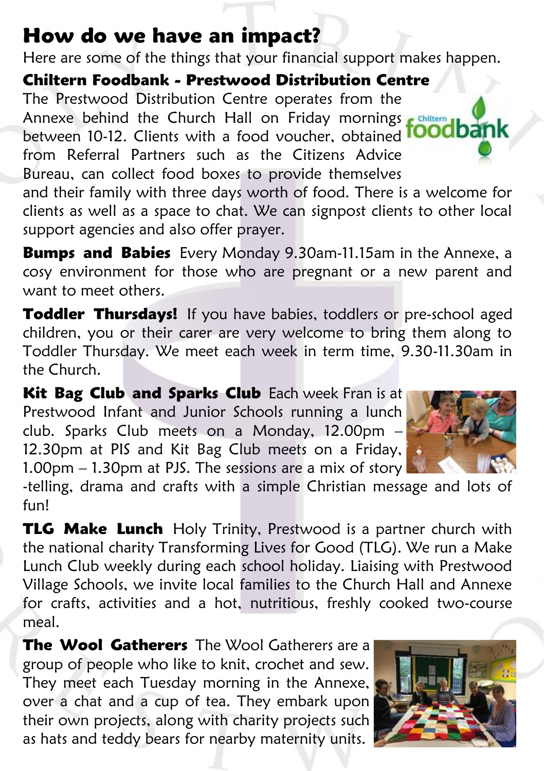## How do we have an impact?

Here are some of the things that your financial support makes happen.

### Chiltern Foodbank - Prestwood Distribution Centre

The Prestwood Distribution Centre operates from the Annexe behind the Church Hall on Friday mornings between 10-12. Clients with a food voucher, obtained from Referral Partners such as the Citizens Advice Bureau, can collect food boxes to provide themselves and their family with three days worth of food. There is a welcome for clients as well as a space to chat. We can signpost clients to other local support agencies and also offer prayer.

**Bumps and Babies** Every Monday 9.30am-11.15am in the Annexe, a cosy environment for those who are pregnant or a new parent and want to meet others.

**Toddler Thursdays!** If you have babies, toddlers or pre-school aged children, you or their carer are very welcome to bring them along to Toddler Thursday. We meet each week in term time, 9.30-11.30am in the Church.

**Kit Bag Club and Sparks Club** Each week Fran is at Prestwood Infant and Junior Schools running a lunch club. Sparks Club meets on a Monday, 12.00pm – 12.30pm at PIS and Kit Bag Club meets on a Friday, 1.00pm – 1.30pm at PJS. The sessions are a mix of story-telling, drama and crafts with a simple Christian message and lots of fun!

**TLG Make Lunch** Holy Trinity, Prestwood is a partner church with the national charity Transforming Lives for Good (TLG). We run a Make Lunch Club weekly during each school holiday. Liaising with Prestwood Village Schools, we invite local families to the Church Hall and Annexe for crafts, activities and a hot, nutritious, freshly cooked two-course meal.

**The Wool Gatherers** The Wool Gatherers are a group of people who like to knit, crochet and sew. They meet each Tuesday morning in the Annexe, over a chat and a cup of tea. They embark upon their own projects, along with charity projects such as hats and teddy bears for nearby maternity units.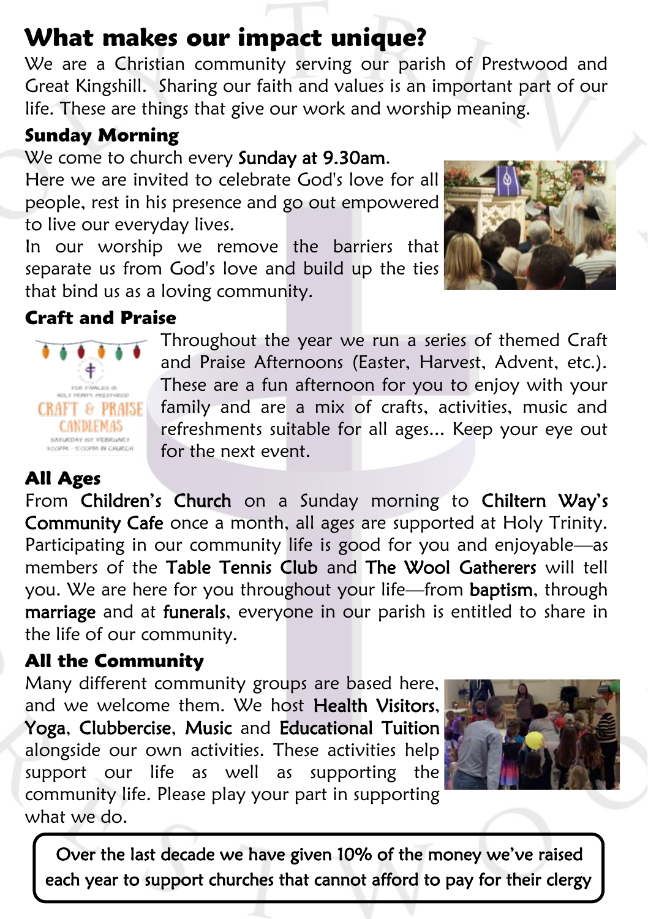# What makes our impact unique?

We are a Christian community serving our parish of Prestwood and Great Kingshill. Sharing our faith and values is an important part of our life. These are things that give our work and worship meaning.

## Sunday Morning

We come to church every **Sunday at 9.30am**.

Here we are invited to celebrate God's love for all people, rest in his presence and go out empowered to live our everyday lives.

In our worship we remove the barriers that separate us from God's love and build up the ties that bind us as a loving community.

## Craft and Praise

Throughout the year we run a series of themed Craft and Praise Afternoons (Easter, Harvest, Advent, etc.). These are a fun afternoon for you to enjoy with your family and are a mix of crafts, activities, music and refreshments suitable for all ages... Keep your eye out for the next event.

## All Ages

From **Children's Church** on a Sunday morning to **Chiltern Way's Community Cafe** once a month, all ages are supported at Holy Trinity. Participating in our community life is good for you and enjoyable—as members of the **Table Tennis Club** and **The Wool Gatherers** will tell you. We are here for you throughout your life—from **baptism**, through **marriage** and at **funerals**, everyone in our parish is entitled to share in the life of our community.

## All the Community

Many different community groups are based here, and we welcome them. We host **Health Visitors**, **Yoga**, **Clubbercise**, **Music** and **Educational Tuition** alongside our own activities. These activities help support our life as well as supporting the community life. Please play your part in supporting what we do.

Over the last decade we have given 10% of the money we've raised each year to support churches that cannot afford to pay for their clergy